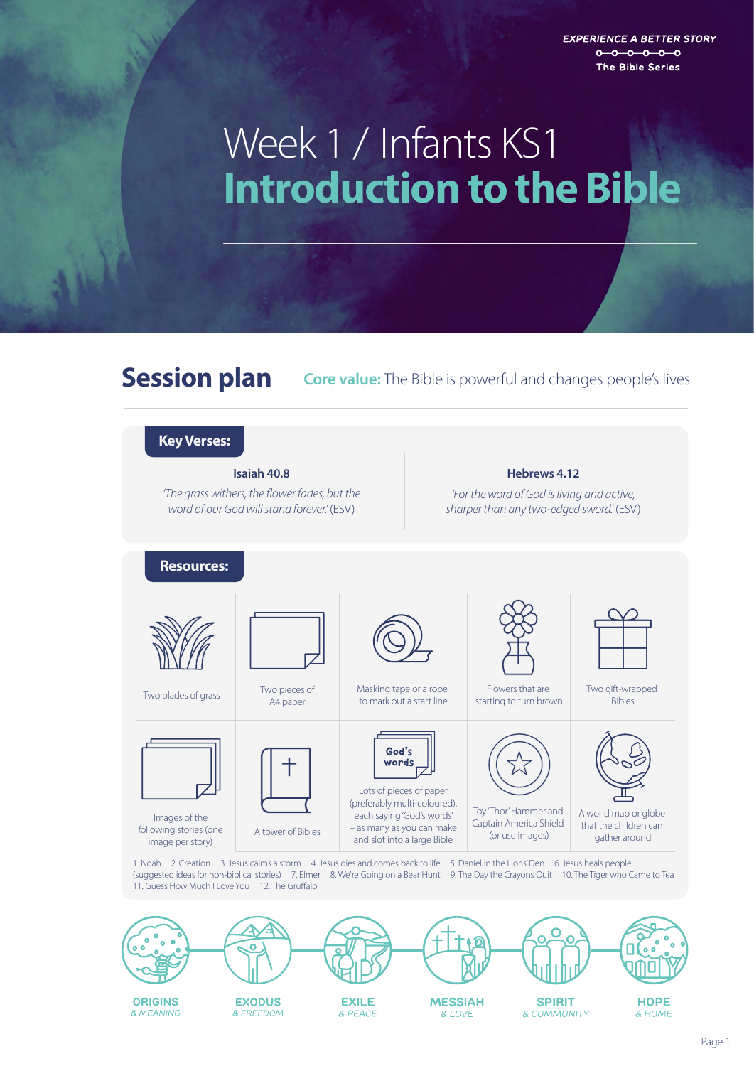EXPERIENCE A BETTER STORY

The Bible Series

# Week 1 / Infants KS1
# Introduction to the Bible

## Session plan

**Core value:** The Bible is powerful and changes people's lives

### Key Verses:

**Isaiah 40.8**

*'The grass withers, the flower fades, but the word of our God will stand forever.'* (ESV)

**Hebrews 4.12**

*'For the word of God is living and active, sharper than any two-edged sword.'* (ESV)

### Resources:

- Two blades of grass
- Two pieces of A4 paper
- Masking tape or a rope to mark out a start line
- Flowers that are starting to turn brown
- Two gift-wrapped Bibles
- Images of the following stories (one image per story)
- A tower of Bibles
- Lots of pieces of paper (preferably multi-coloured), each saying 'God's words' – as many as you can make and slot into a large Bible
- Toy 'Thor' Hammer and Captain America Shield (or use images)
- A world map or globe that the children can gather around

1. Noah 2. Creation 3. Jesus calms a storm 4. Jesus dies and comes back to life 5. Daniel in the Lions' Den 6. Jesus heals people (suggested ideas for non-biblical stories) 7. Elmer 8. We're Going on a Bear Hunt 9. The Day the Crayons Quit 10. The Tiger who Came to Tea 11. Guess How Much I Love You 12. The Gruffalo

ORIGINS & MEANING | EXODUS & FREEDOM | EXILE & PEACE | MESSIAH & LOVE | SPIRIT & COMMUNITY | HOPE & HOME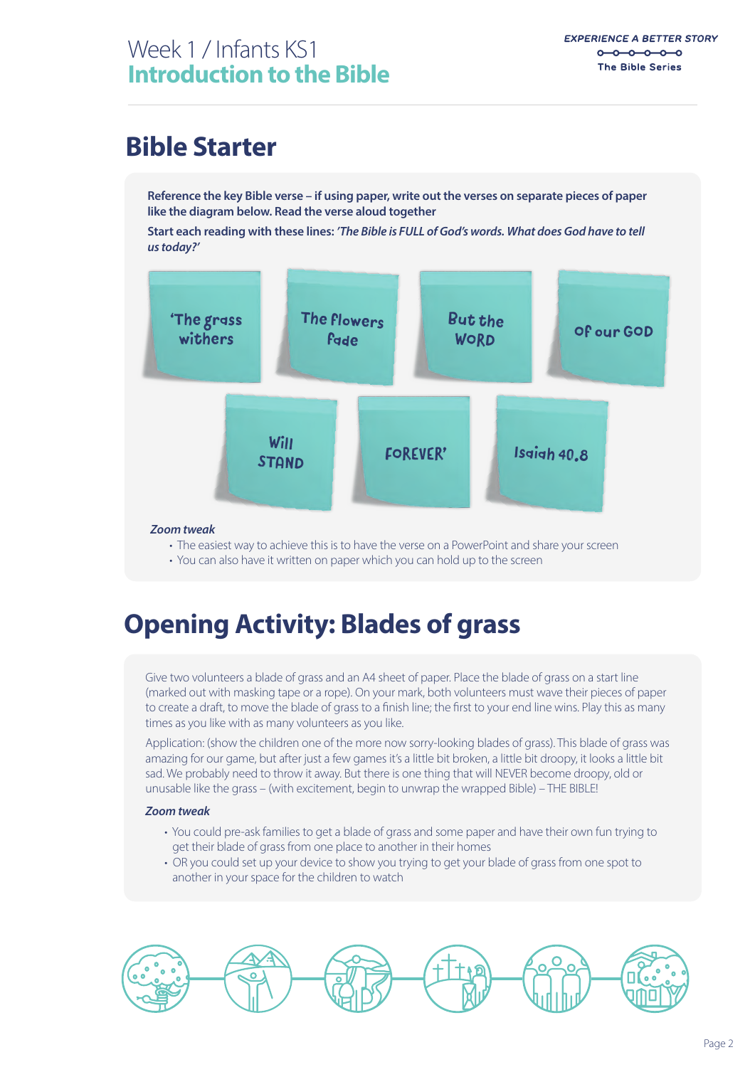# Week 1 / Infants KS1
## Introduction to the Bible

## Bible Starter

**Reference the key Bible verse – if using paper, write out the verses on separate pieces of paper like the diagram below. Read the verse aloud together**

**Start each reading with these lines:** ***'The Bible is FULL of God's words. What does God have to tell us today?'***

'The grass withers

The flowers fade

But the WORD

Of our GOD

Will STAND

FOREVER'

Isaiah 40.8

***Zoom tweak***

- The easiest way to achieve this is to have the verse on a PowerPoint and share your screen
- You can also have it written on paper which you can hold up to the screen

## Opening Activity: Blades of grass

Give two volunteers a blade of grass and an A4 sheet of paper. Place the blade of grass on a start line (marked out with masking tape or a rope). On your mark, both volunteers must wave their pieces of paper to create a draft, to move the blade of grass to a finish line; the first to your end line wins. Play this as many times as you like with as many volunteers as you like.

Application: (show the children one of the more now sorry-looking blades of grass). This blade of grass was amazing for our game, but after just a few games it's a little bit broken, a little bit droopy, it looks a little bit sad. We probably need to throw it away. But there is one thing that will NEVER become droopy, old or unusable like the grass – (with excitement, begin to unwrap the wrapped Bible) – THE BIBLE!

***Zoom tweak***

- You could pre-ask families to get a blade of grass and some paper and have their own fun trying to get their blade of grass from one place to another in their homes
- OR you could set up your device to show you trying to get your blade of grass from one spot to another in your space for the children to watch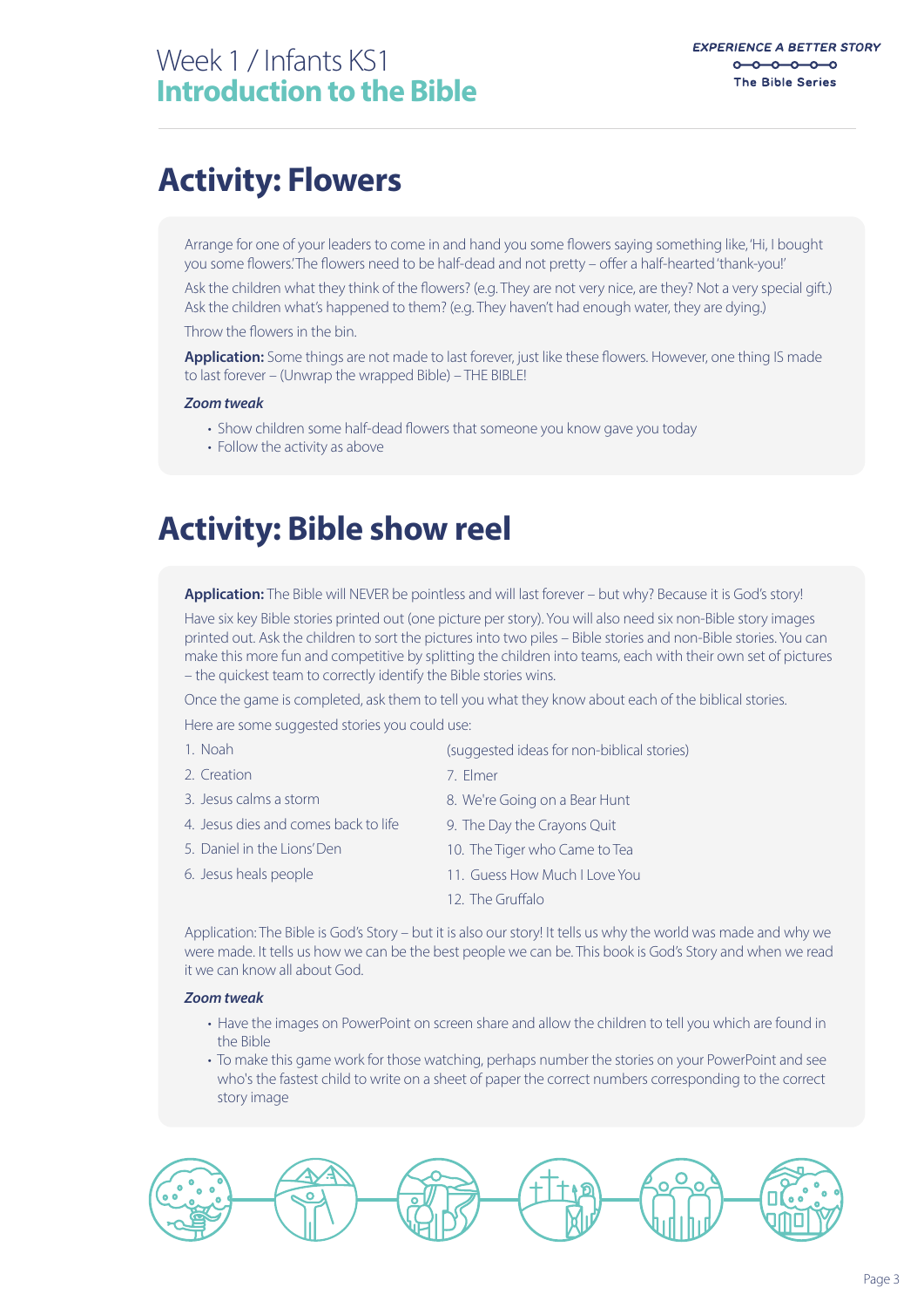## Activity: Flowers

Arrange for one of your leaders to come in and hand you some flowers saying something like, 'Hi, I bought you some flowers.' The flowers need to be half-dead and not pretty – offer a half-hearted 'thank-you!'

Ask the children what they think of the flowers? (e.g. They are not very nice, are they? Not a very special gift.) Ask the children what's happened to them? (e.g. They haven't had enough water, they are dying.)

Throw the flowers in the bin.

**Application:** Some things are not made to last forever, just like these flowers. However, one thing IS made to last forever – (Unwrap the wrapped Bible) – THE BIBLE!

***Zoom tweak***

- Show children some half-dead flowers that someone you know gave you today
- Follow the activity as above

## Activity: Bible show reel

**Application:** The Bible will NEVER be pointless and will last forever – but why? Because it is God's story!

Have six key Bible stories printed out (one picture per story). You will also need six non-Bible story images printed out. Ask the children to sort the pictures into two piles – Bible stories and non-Bible stories. You can make this more fun and competitive by splitting the children into teams, each with their own set of pictures – the quickest team to correctly identify the Bible stories wins.

Once the game is completed, ask them to tell you what they know about each of the biblical stories.

Here are some suggested stories you could use:

1. Noah
2. Creation
3. Jesus calms a storm
4. Jesus dies and comes back to life
5. Daniel in the Lions' Den
6. Jesus heals people

(suggested ideas for non-biblical stories)

7. Elmer
8. We're Going on a Bear Hunt
9. The Day the Crayons Quit
10. The Tiger who Came to Tea
11. Guess How Much I Love You
12. The Gruffalo

Application: The Bible is God's Story – but it is also our story! It tells us why the world was made and why we were made. It tells us how we can be the best people we can be. This book is God's Story and when we read it we can know all about God.

***Zoom tweak***

- Have the images on PowerPoint on screen share and allow the children to tell you which are found in the Bible
- To make this game work for those watching, perhaps number the stories on your PowerPoint and see who's the fastest child to write on a sheet of paper the correct numbers corresponding to the correct story image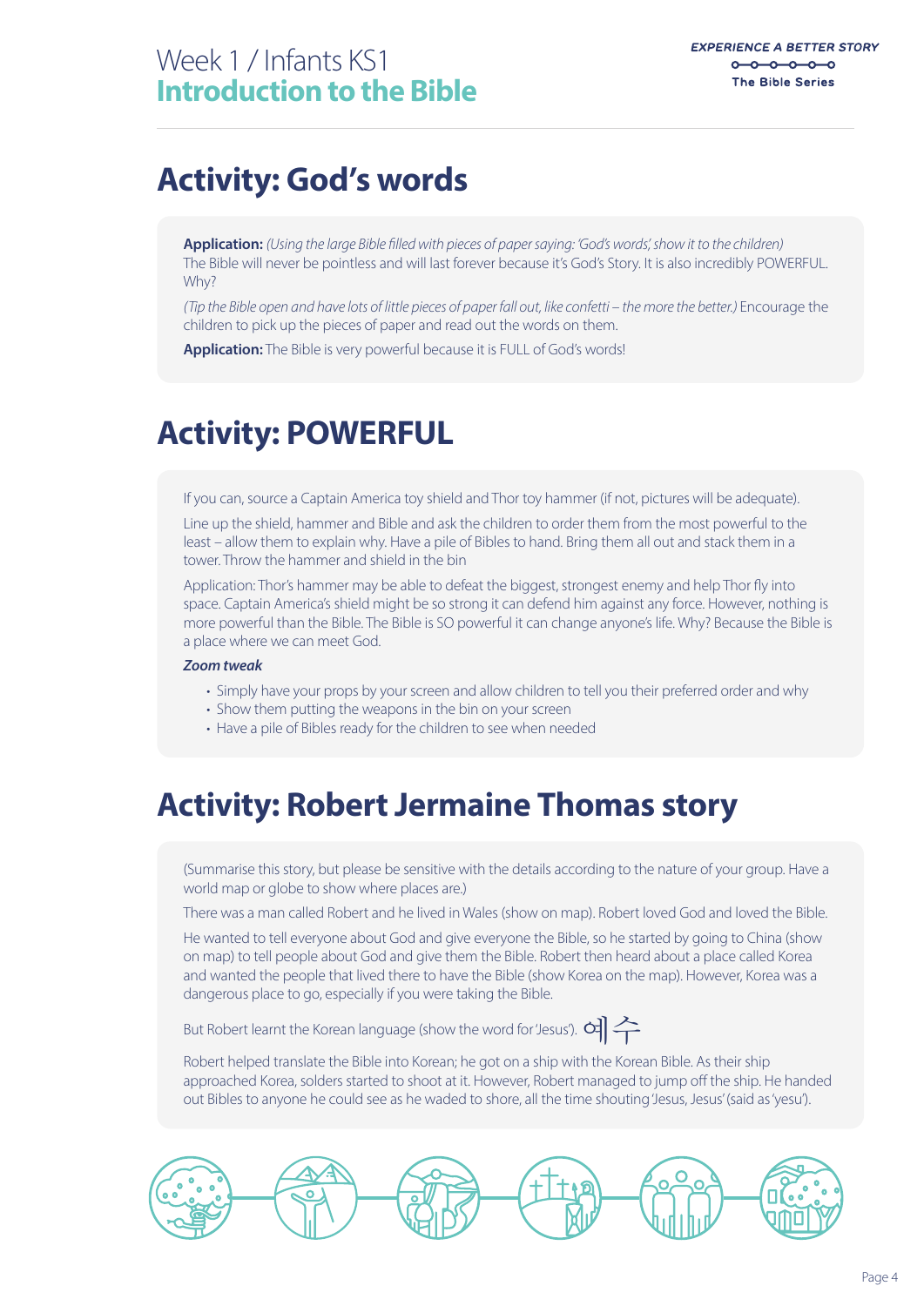# Activity: God's words

**Application:** *(Using the large Bible filled with pieces of paper saying: 'God's words', show it to the children)* The Bible will never be pointless and will last forever because it's God's Story. It is also incredibly POWERFUL. Why?

*(Tip the Bible open and have lots of little pieces of paper fall out, like confetti – the more the better.)* Encourage the children to pick up the pieces of paper and read out the words on them.

**Application:** The Bible is very powerful because it is FULL of God's words!

# Activity: POWERFUL

If you can, source a Captain America toy shield and Thor toy hammer (if not, pictures will be adequate).

Line up the shield, hammer and Bible and ask the children to order them from the most powerful to the least – allow them to explain why. Have a pile of Bibles to hand. Bring them all out and stack them in a tower. Throw the hammer and shield in the bin

Application: Thor's hammer may be able to defeat the biggest, strongest enemy and help Thor fly into space. Captain America's shield might be so strong it can defend him against any force. However, nothing is more powerful than the Bible. The Bible is SO powerful it can change anyone's life. Why? Because the Bible is a place where we can meet God.

***Zoom tweak***

- Simply have your props by your screen and allow children to tell you their preferred order and why
- Show them putting the weapons in the bin on your screen
- Have a pile of Bibles ready for the children to see when needed

# Activity: Robert Jermaine Thomas story

(Summarise this story, but please be sensitive with the details according to the nature of your group. Have a world map or globe to show where places are.)

There was a man called Robert and he lived in Wales (show on map). Robert loved God and loved the Bible.

He wanted to tell everyone about God and give everyone the Bible, so he started by going to China (show on map) to tell people about God and give them the Bible. Robert then heard about a place called Korea and wanted the people that lived there to have the Bible (show Korea on the map). However, Korea was a dangerous place to go, especially if you were taking the Bible.

But Robert learnt the Korean language (show the word for 'Jesus'). 예수

Robert helped translate the Bible into Korean; he got on a ship with the Korean Bible. As their ship approached Korea, solders started to shoot at it. However, Robert managed to jump off the ship. He handed out Bibles to anyone he could see as he waded to shore, all the time shouting 'Jesus, Jesus' (said as 'yesu').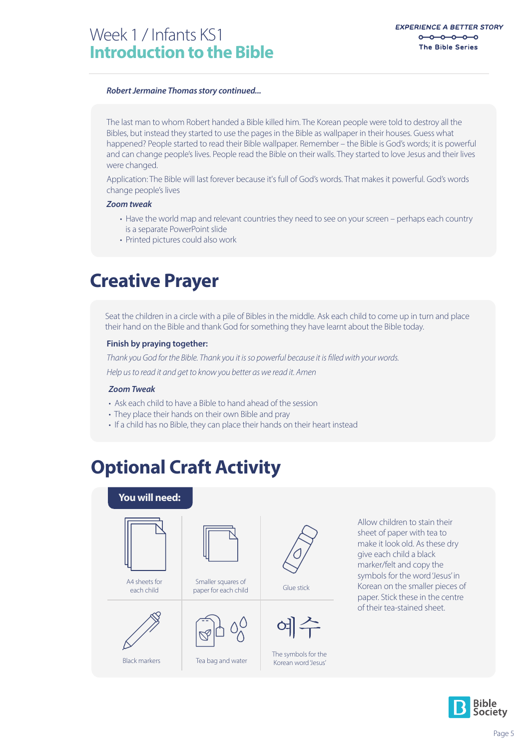*Robert Jermaine Thomas story continued...*

The last man to whom Robert handed a Bible killed him. The Korean people were told to destroy all the Bibles, but instead they started to use the pages in the Bible as wallpaper in their houses. Guess what happened? People started to read their Bible wallpaper. Remember – the Bible is God's words; it is powerful and can change people's lives. People read the Bible on their walls. They started to love Jesus and their lives were changed.

Application: The Bible will last forever because it's full of God's words. That makes it powerful. God's words change people's lives

***Zoom tweak***

- Have the world map and relevant countries they need to see on your screen – perhaps each country is a separate PowerPoint slide
- Printed pictures could also work

## Creative Prayer

Seat the children in a circle with a pile of Bibles in the middle. Ask each child to come up in turn and place their hand on the Bible and thank God for something they have learnt about the Bible today.

**Finish by praying together:**

*Thank you God for the Bible. Thank you it is so powerful because it is filled with your words.*

*Help us to read it and get to know you better as we read it. Amen*

***Zoom Tweak***

- Ask each child to have a Bible to hand ahead of the session
- They place their hands on their own Bible and pray
- If a child has no Bible, they can place their hands on their heart instead

## Optional Craft Activity

**You will need:**

- A4 sheets for each child
- Smaller squares of paper for each child
- Glue stick
- Black markers
- Tea bag and water
- 예수 — The symbols for the Korean word 'Jesus'

Allow children to stain their sheet of paper with tea to make it look old. As these dry give each child a black marker/felt and copy the symbols for the word 'Jesus' in Korean on the smaller pieces of paper. Stick these in the centre of their tea-stained sheet.